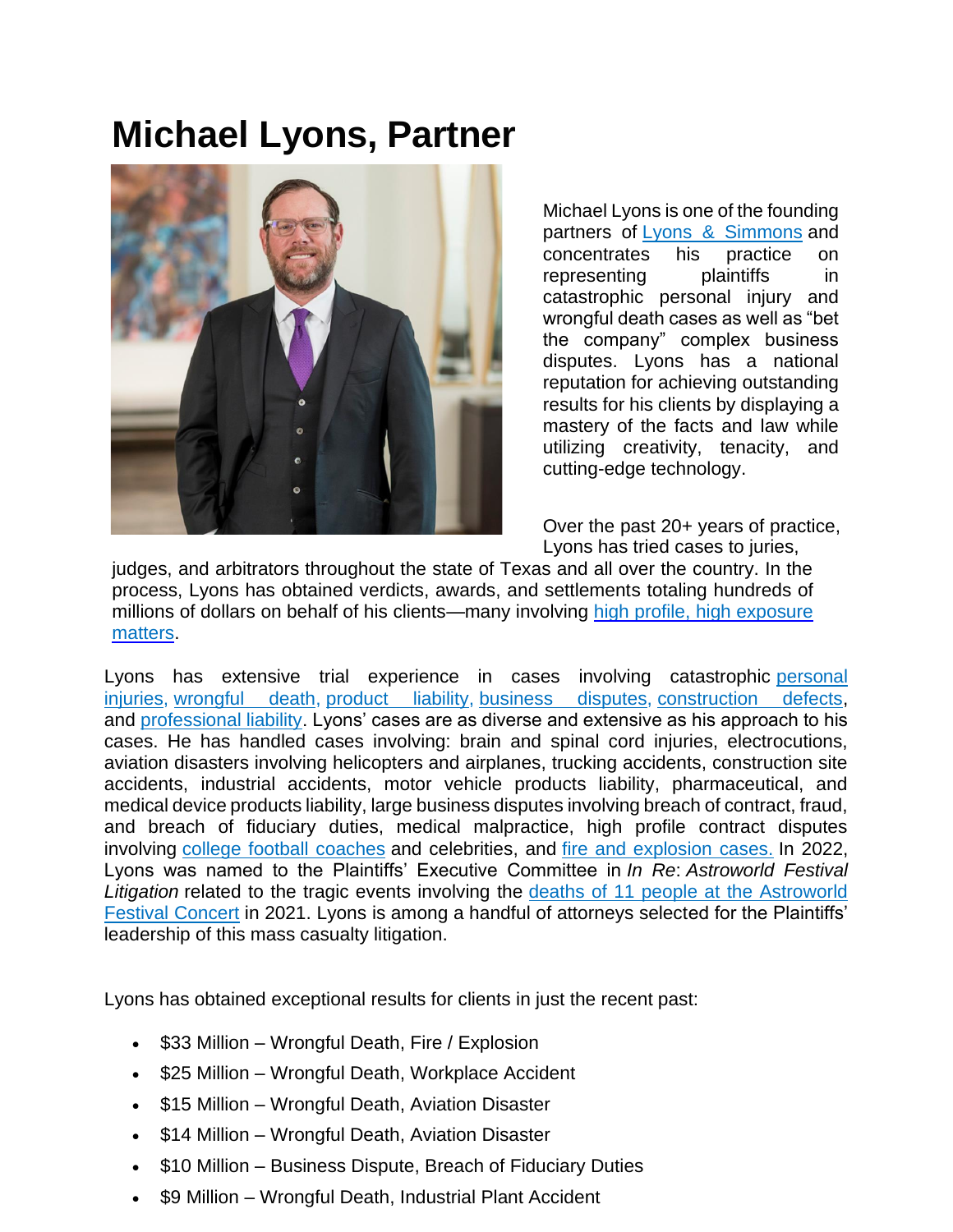# Michael Lyons, Partner

Michael Lyons is one of the founding partners of [Lyons & Simmons] and concentrates his practice on representing plaintiffs in catastrophic personal injury and wrongful death cases as well as "bet the company" complex business disputes. Lyons has a national reputation for achieving outstanding results for his clients by displaying a mastery of the facts and law while utilizing creativity, tenacity, and cutting-edge technology.

Over the past 20+ years of practice, Lyons has tried cases to juries, judges, and arbitrators throughout the state of Texas and all over the country. In the process, Lyons has obtained verdicts, awards, and settlements totaling hundreds of millions of dollars on behalf of his clients—many involving high profile, high exposure matters.

Lyons has extensive trial experience in cases involving catastrophic personal injuries, wrongful death, product liability, business disputes, construction defects, and professional liability. Lyons' cases are as diverse and extensive as his approach to his cases. He has handled cases involving: brain and spinal cord injuries, electrocutions, aviation disasters involving helicopters and airplanes, trucking accidents, construction site accidents, industrial accidents, motor vehicle products liability, pharmaceutical, and medical device products liability, large business disputes involving breach of contract, fraud, and breach of fiduciary duties, medical malpractice, high profile contract disputes involving college football coaches and celebrities, and fire and explosion cases. In 2022, Lyons was named to the Plaintiffs' Executive Committee in *In Re*: *Astroworld Festival Litigation* related to the tragic events involving the deaths of 11 people at the Astroworld Festival Concert in 2021. Lyons is among a handful of attorneys selected for the Plaintiffs' leadership of this mass casualty litigation.

Lyons has obtained exceptional results for clients in just the recent past:

- $33 Million – Wrongful Death, Fire / Explosion
- $25 Million – Wrongful Death, Workplace Accident
- $15 Million – Wrongful Death, Aviation Disaster
- $14 Million – Wrongful Death, Aviation Disaster
- $10 Million – Business Dispute, Breach of Fiduciary Duties
- $9 Million – Wrongful Death, Industrial Plant Accident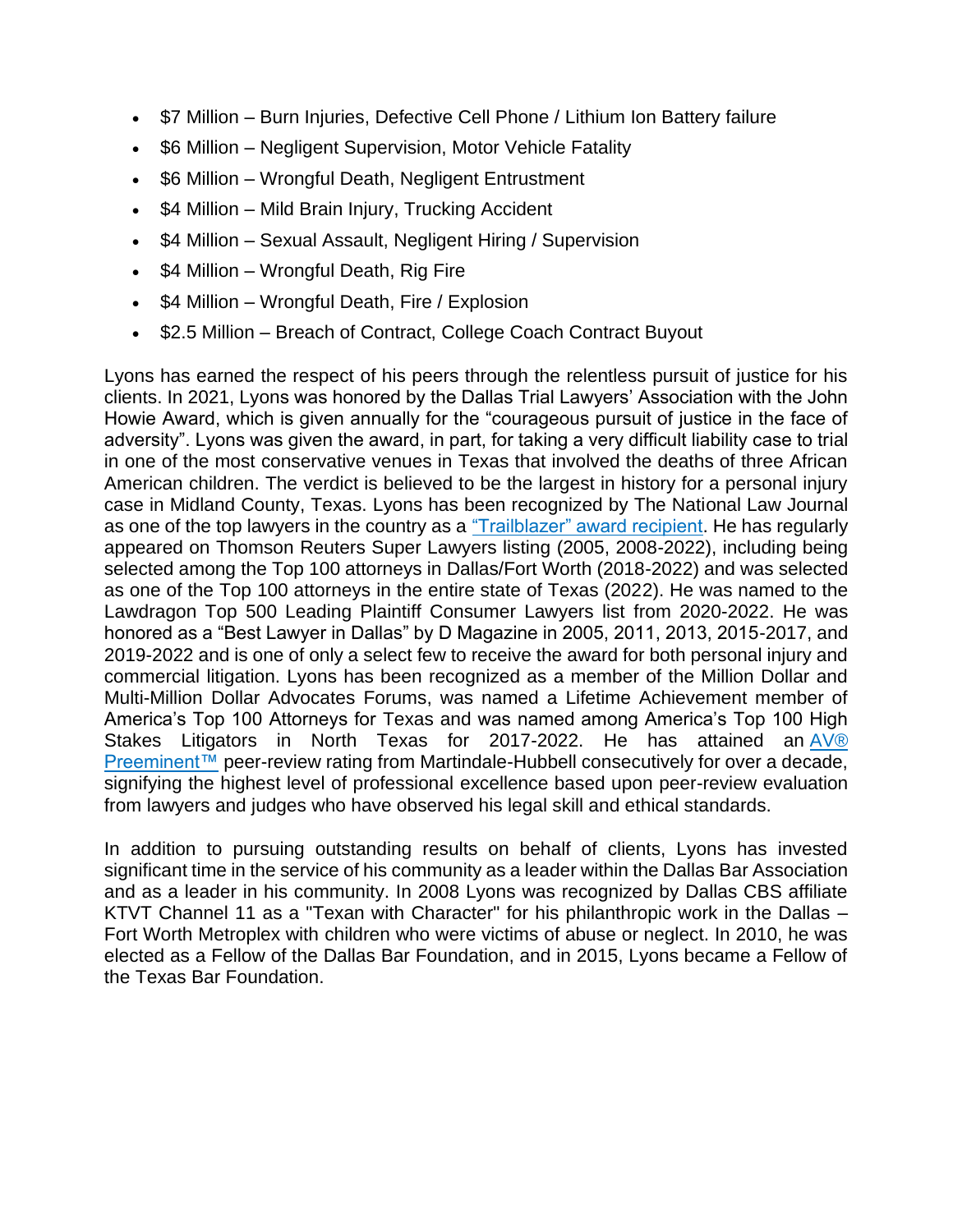- $7 Million – Burn Injuries, Defective Cell Phone / Lithium Ion Battery failure
- $6 Million – Negligent Supervision, Motor Vehicle Fatality
- $6 Million – Wrongful Death, Negligent Entrustment
- $4 Million – Mild Brain Injury, Trucking Accident
- $4 Million – Sexual Assault, Negligent Hiring / Supervision
- $4 Million – Wrongful Death, Rig Fire
- $4 Million – Wrongful Death, Fire / Explosion
- $2.5 Million – Breach of Contract, College Coach Contract Buyout

Lyons has earned the respect of his peers through the relentless pursuit of justice for his clients. In 2021, Lyons was honored by the Dallas Trial Lawyers' Association with the John Howie Award, which is given annually for the "courageous pursuit of justice in the face of adversity". Lyons was given the award, in part, for taking a very difficult liability case to trial in one of the most conservative venues in Texas that involved the deaths of three African American children. The verdict is believed to be the largest in history for a personal injury case in Midland County, Texas. Lyons has been recognized by The National Law Journal as one of the top lawyers in the country as a "Trailblazer" award recipient. He has regularly appeared on Thomson Reuters Super Lawyers listing (2005, 2008-2022), including being selected among the Top 100 attorneys in Dallas/Fort Worth (2018-2022) and was selected as one of the Top 100 attorneys in the entire state of Texas (2022). He was named to the Lawdragon Top 500 Leading Plaintiff Consumer Lawyers list from 2020-2022. He was honored as a "Best Lawyer in Dallas" by D Magazine in 2005, 2011, 2013, 2015-2017, and 2019-2022 and is one of only a select few to receive the award for both personal injury and commercial litigation. Lyons has been recognized as a member of the Million Dollar and Multi-Million Dollar Advocates Forums, was named a Lifetime Achievement member of America's Top 100 Attorneys for Texas and was named among America's Top 100 High Stakes Litigators in North Texas for 2017-2022. He has attained an AV® Preeminent™ peer-review rating from Martindale-Hubbell consecutively for over a decade, signifying the highest level of professional excellence based upon peer-review evaluation from lawyers and judges who have observed his legal skill and ethical standards.

In addition to pursuing outstanding results on behalf of clients, Lyons has invested significant time in the service of his community as a leader within the Dallas Bar Association and as a leader in his community. In 2008 Lyons was recognized by Dallas CBS affiliate KTVT Channel 11 as a "Texan with Character" for his philanthropic work in the Dallas – Fort Worth Metroplex with children who were victims of abuse or neglect. In 2010, he was elected as a Fellow of the Dallas Bar Foundation, and in 2015, Lyons became a Fellow of the Texas Bar Foundation.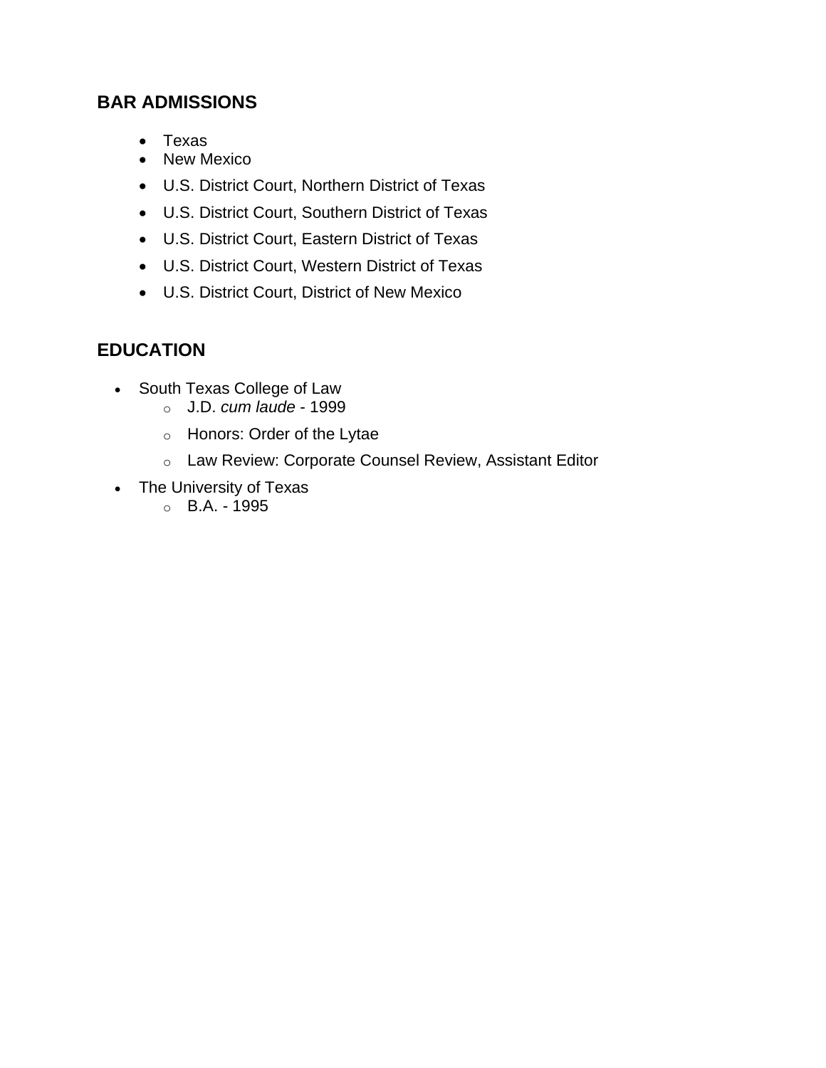## BAR ADMISSIONS

- Texas
- New Mexico
- U.S. District Court, Northern District of Texas
- U.S. District Court, Southern District of Texas
- U.S. District Court, Eastern District of Texas
- U.S. District Court, Western District of Texas
- U.S. District Court, District of New Mexico

## EDUCATION

- South Texas College of Law
  - J.D. *cum laude* - 1999
  - Honors: Order of the Lytae
  - Law Review: Corporate Counsel Review, Assistant Editor
- The University of Texas
  - B.A. - 1995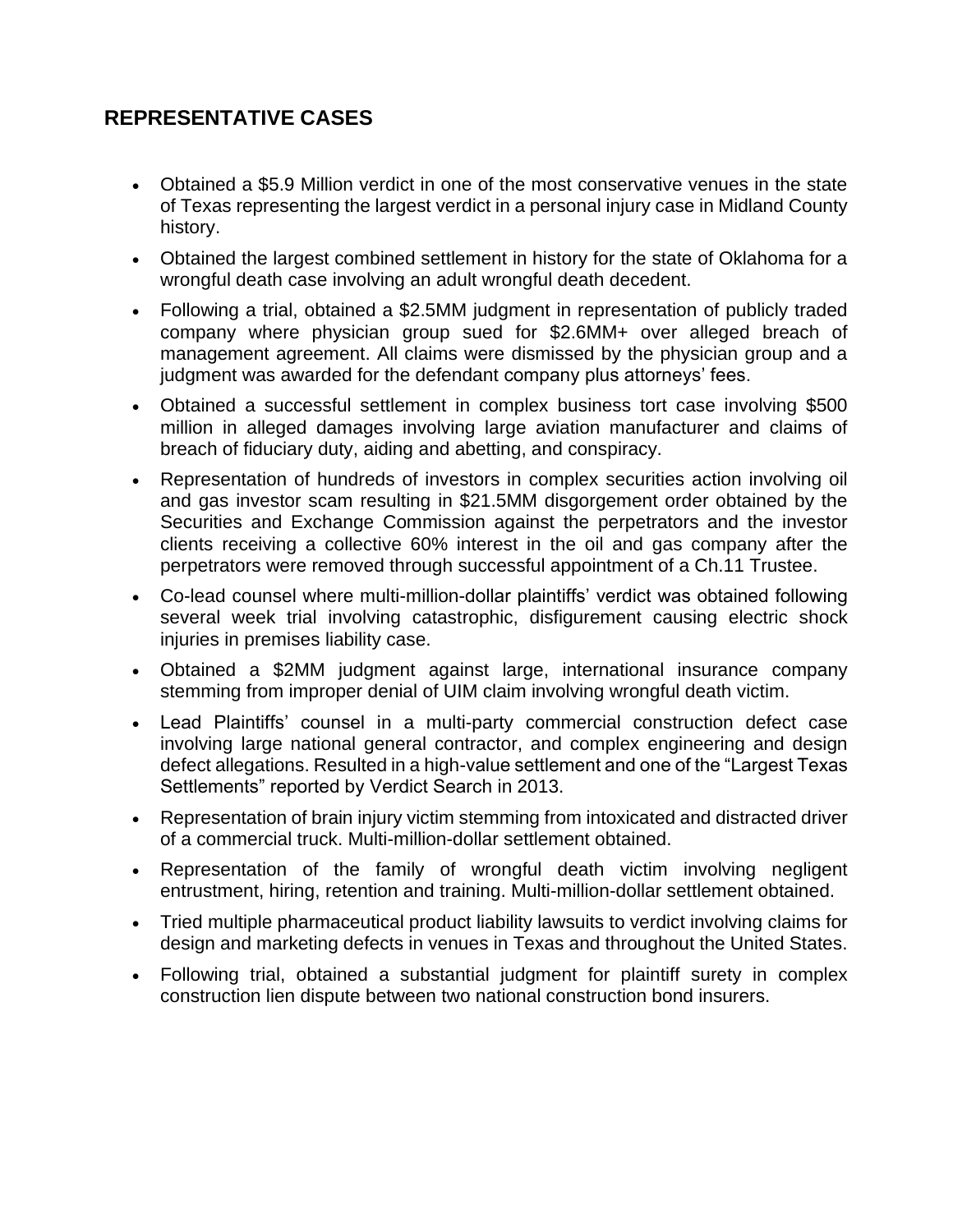## REPRESENTATIVE CASES

- Obtained a $5.9 Million verdict in one of the most conservative venues in the state of Texas representing the largest verdict in a personal injury case in Midland County history.
- Obtained the largest combined settlement in history for the state of Oklahoma for a wrongful death case involving an adult wrongful death decedent.
- Following a trial, obtained a $2.5MM judgment in representation of publicly traded company where physician group sued for $2.6MM+ over alleged breach of management agreement. All claims were dismissed by the physician group and a judgment was awarded for the defendant company plus attorneys' fees.
- Obtained a successful settlement in complex business tort case involving $500 million in alleged damages involving large aviation manufacturer and claims of breach of fiduciary duty, aiding and abetting, and conspiracy.
- Representation of hundreds of investors in complex securities action involving oil and gas investor scam resulting in $21.5MM disgorgement order obtained by the Securities and Exchange Commission against the perpetrators and the investor clients receiving a collective 60% interest in the oil and gas company after the perpetrators were removed through successful appointment of a Ch.11 Trustee.
- Co-lead counsel where multi-million-dollar plaintiffs' verdict was obtained following several week trial involving catastrophic, disfigurement causing electric shock injuries in premises liability case.
- Obtained a $2MM judgment against large, international insurance company stemming from improper denial of UIM claim involving wrongful death victim.
- Lead Plaintiffs' counsel in a multi-party commercial construction defect case involving large national general contractor, and complex engineering and design defect allegations. Resulted in a high-value settlement and one of the "Largest Texas Settlements" reported by Verdict Search in 2013.
- Representation of brain injury victim stemming from intoxicated and distracted driver of a commercial truck. Multi-million-dollar settlement obtained.
- Representation of the family of wrongful death victim involving negligent entrustment, hiring, retention and training. Multi-million-dollar settlement obtained.
- Tried multiple pharmaceutical product liability lawsuits to verdict involving claims for design and marketing defects in venues in Texas and throughout the United States.
- Following trial, obtained a substantial judgment for plaintiff surety in complex construction lien dispute between two national construction bond insurers.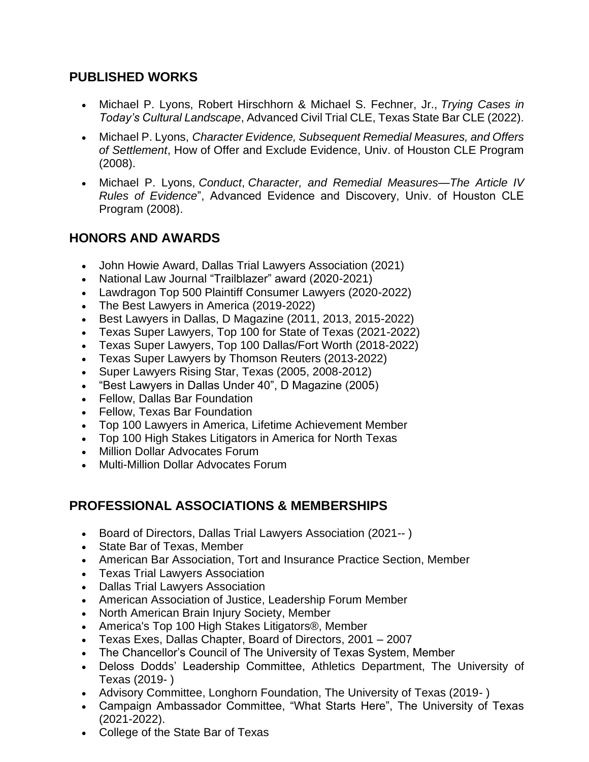## PUBLISHED WORKS

- Michael P. Lyons, Robert Hirschhorn & Michael S. Fechner, Jr., *Trying Cases in Today's Cultural Landscape*, Advanced Civil Trial CLE, Texas State Bar CLE (2022).
- Michael P. Lyons, *Character Evidence, Subsequent Remedial Measures, and Offers of Settlement*, How of Offer and Exclude Evidence, Univ. of Houston CLE Program (2008).
- Michael P. Lyons, *Conduct*, *Character, and Remedial Measures—The Article IV Rules of Evidence*", Advanced Evidence and Discovery, Univ. of Houston CLE Program (2008).

## HONORS AND AWARDS

- John Howie Award, Dallas Trial Lawyers Association (2021)
- National Law Journal "Trailblazer" award (2020-2021)
- Lawdragon Top 500 Plaintiff Consumer Lawyers (2020-2022)
- The Best Lawyers in America (2019-2022)
- Best Lawyers in Dallas, D Magazine (2011, 2013, 2015-2022)
- Texas Super Lawyers, Top 100 for State of Texas (2021-2022)
- Texas Super Lawyers, Top 100 Dallas/Fort Worth (2018-2022)
- Texas Super Lawyers by Thomson Reuters (2013-2022)
- Super Lawyers Rising Star, Texas (2005, 2008-2012)
- "Best Lawyers in Dallas Under 40", D Magazine (2005)
- Fellow, Dallas Bar Foundation
- Fellow, Texas Bar Foundation
- Top 100 Lawyers in America, Lifetime Achievement Member
- Top 100 High Stakes Litigators in America for North Texas
- Million Dollar Advocates Forum
- Multi-Million Dollar Advocates Forum

## PROFESSIONAL ASSOCIATIONS & MEMBERSHIPS

- Board of Directors, Dallas Trial Lawyers Association (2021-- )
- State Bar of Texas, Member
- American Bar Association, Tort and Insurance Practice Section, Member
- Texas Trial Lawyers Association
- Dallas Trial Lawyers Association
- American Association of Justice, Leadership Forum Member
- North American Brain Injury Society, Member
- America's Top 100 High Stakes Litigators®, Member
- Texas Exes, Dallas Chapter, Board of Directors, 2001 – 2007
- The Chancellor's Council of The University of Texas System, Member
- Deloss Dodds' Leadership Committee, Athletics Department, The University of Texas (2019- )
- Advisory Committee, Longhorn Foundation, The University of Texas (2019- )
- Campaign Ambassador Committee, "What Starts Here", The University of Texas (2021-2022).
- College of the State Bar of Texas